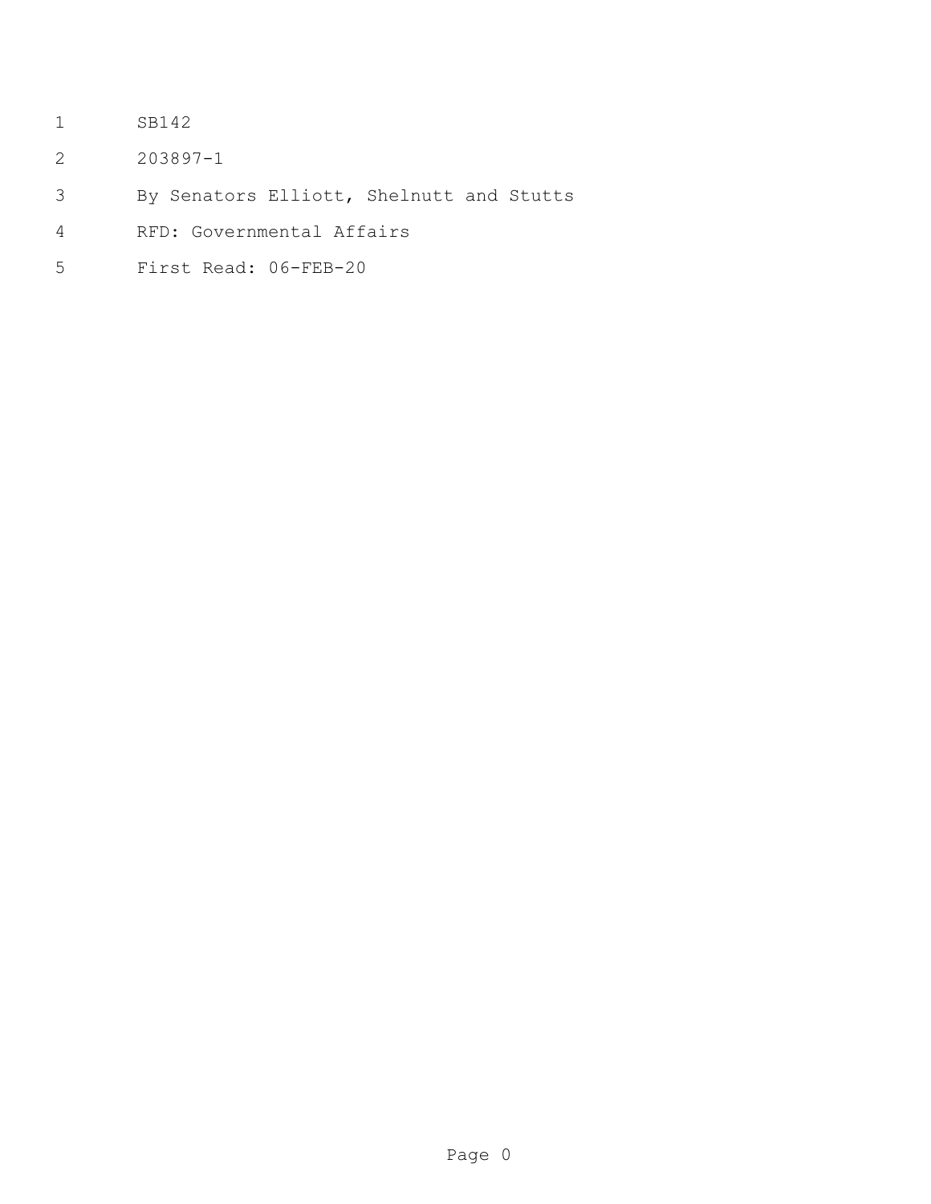SB142

203897-1

By Senators Elliott, Shelnutt and Stutts

RFD: Governmental Affairs

First Read: 06-FEB-20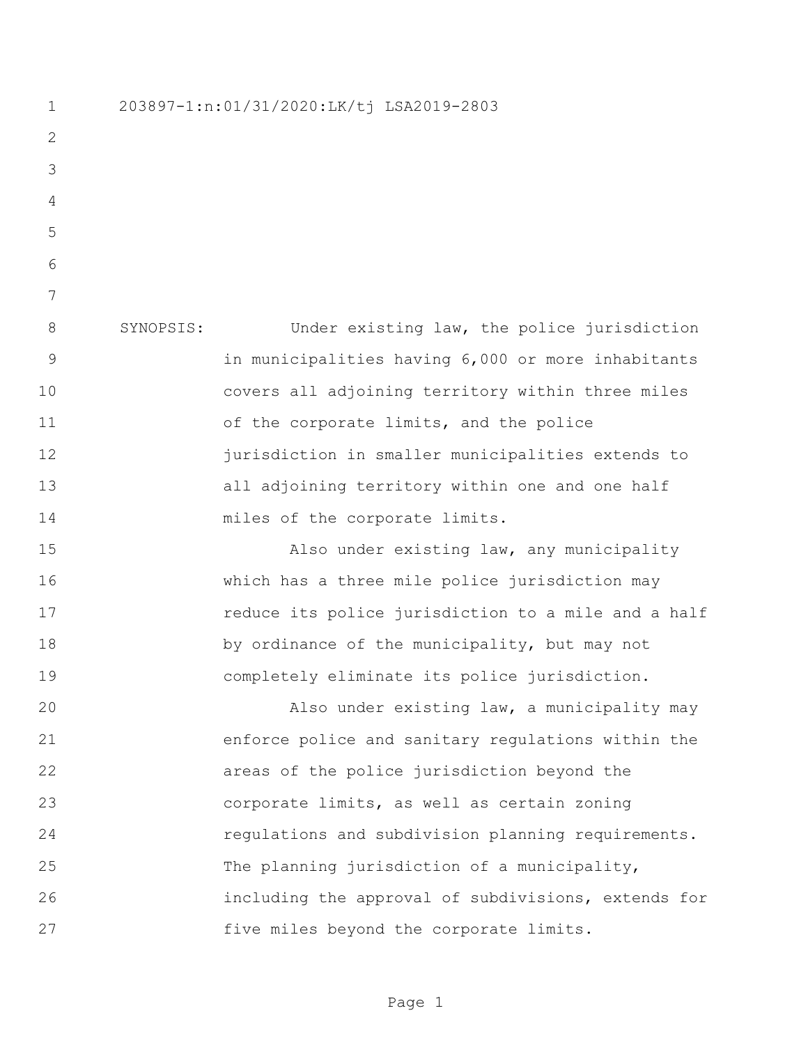203897-1:n:01/31/2020:LK/tj LSA2019-2803

SYNOPSIS: Under existing law, the police jurisdiction in municipalities having 6,000 or more inhabitants covers all adjoining territory within three miles of the corporate limits, and the police jurisdiction in smaller municipalities extends to all adjoining territory within one and one half miles of the corporate limits.

Also under existing law, any municipality which has a three mile police jurisdiction may reduce its police jurisdiction to a mile and a half by ordinance of the municipality, but may not completely eliminate its police jurisdiction.

Also under existing law, a municipality may enforce police and sanitary regulations within the areas of the police jurisdiction beyond the corporate limits, as well as certain zoning regulations and subdivision planning requirements. The planning jurisdiction of a municipality, including the approval of subdivisions, extends for five miles beyond the corporate limits.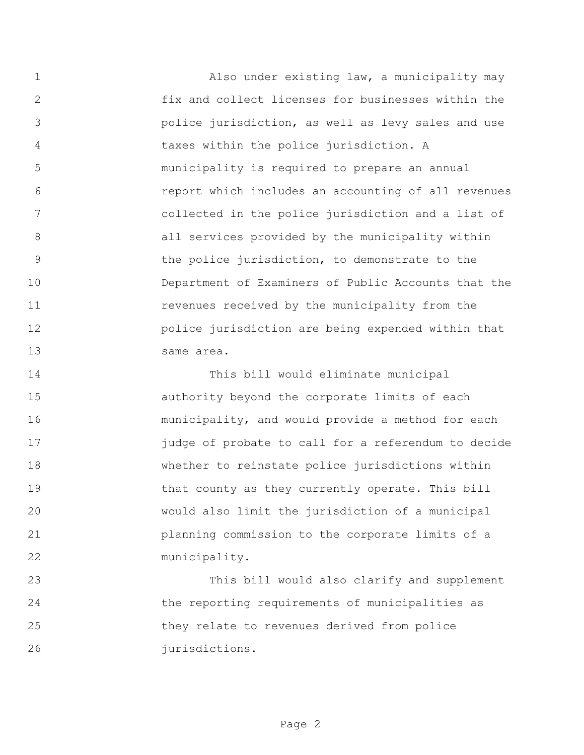Also under existing law, a municipality may fix and collect licenses for businesses within the police jurisdiction, as well as levy sales and use taxes within the police jurisdiction. A municipality is required to prepare an annual report which includes an accounting of all revenues collected in the police jurisdiction and a list of all services provided by the municipality within the police jurisdiction, to demonstrate to the Department of Examiners of Public Accounts that the revenues received by the municipality from the police jurisdiction are being expended within that same area.

This bill would eliminate municipal authority beyond the corporate limits of each municipality, and would provide a method for each judge of probate to call for a referendum to decide whether to reinstate police jurisdictions within that county as they currently operate. This bill would also limit the jurisdiction of a municipal planning commission to the corporate limits of a municipality.

This bill would also clarify and supplement the reporting requirements of municipalities as they relate to revenues derived from police jurisdictions.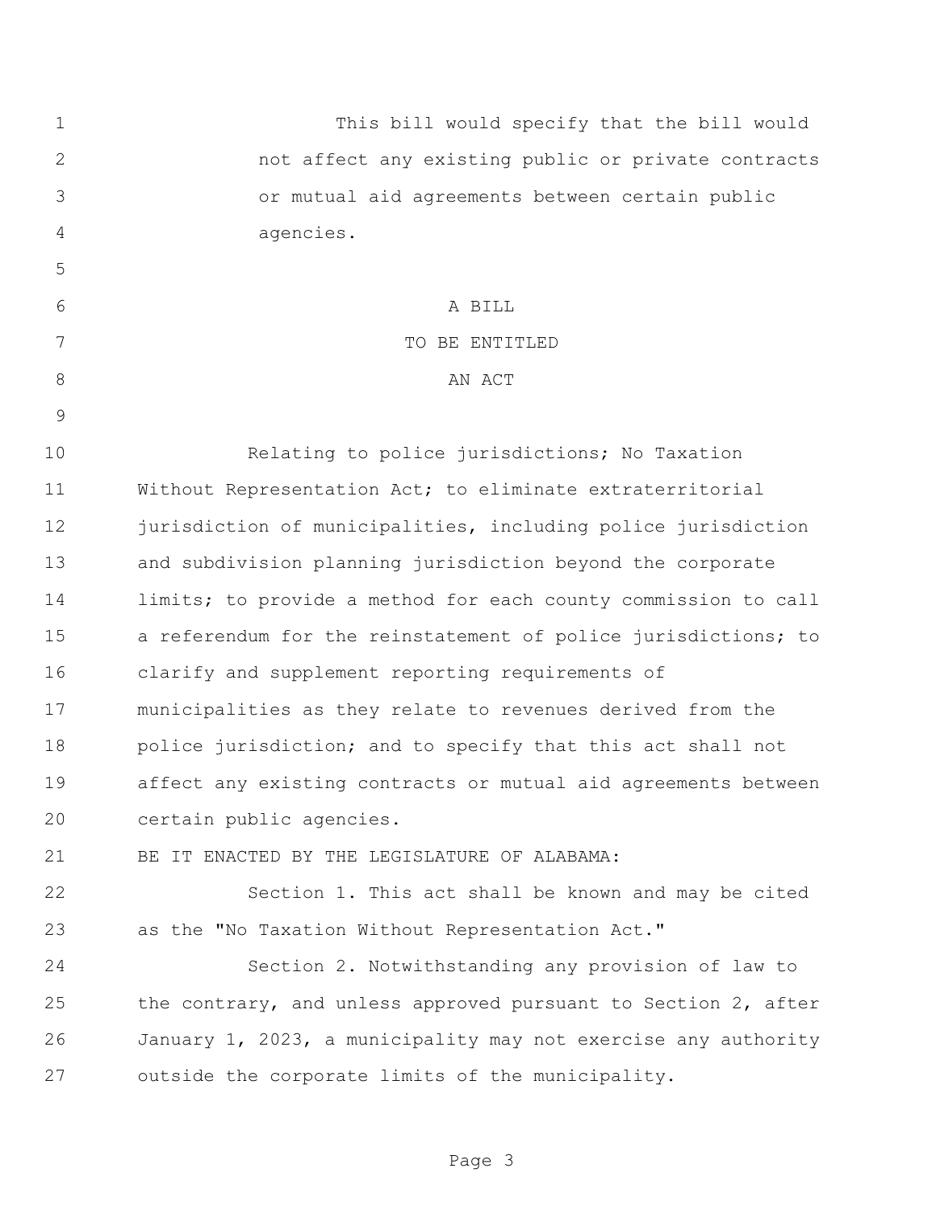This bill would specify that the bill would not affect any existing public or private contracts or mutual aid agreements between certain public agencies.

A BILL

TO BE ENTITLED

AN ACT

Relating to police jurisdictions; No Taxation Without Representation Act; to eliminate extraterritorial jurisdiction of municipalities, including police jurisdiction and subdivision planning jurisdiction beyond the corporate limits; to provide a method for each county commission to call a referendum for the reinstatement of police jurisdictions; to clarify and supplement reporting requirements of municipalities as they relate to revenues derived from the police jurisdiction; and to specify that this act shall not affect any existing contracts or mutual aid agreements between certain public agencies.

BE IT ENACTED BY THE LEGISLATURE OF ALABAMA:

Section 1. This act shall be known and may be cited as the "No Taxation Without Representation Act."

Section 2. Notwithstanding any provision of law to the contrary, and unless approved pursuant to Section 2, after January 1, 2023, a municipality may not exercise any authority outside the corporate limits of the municipality.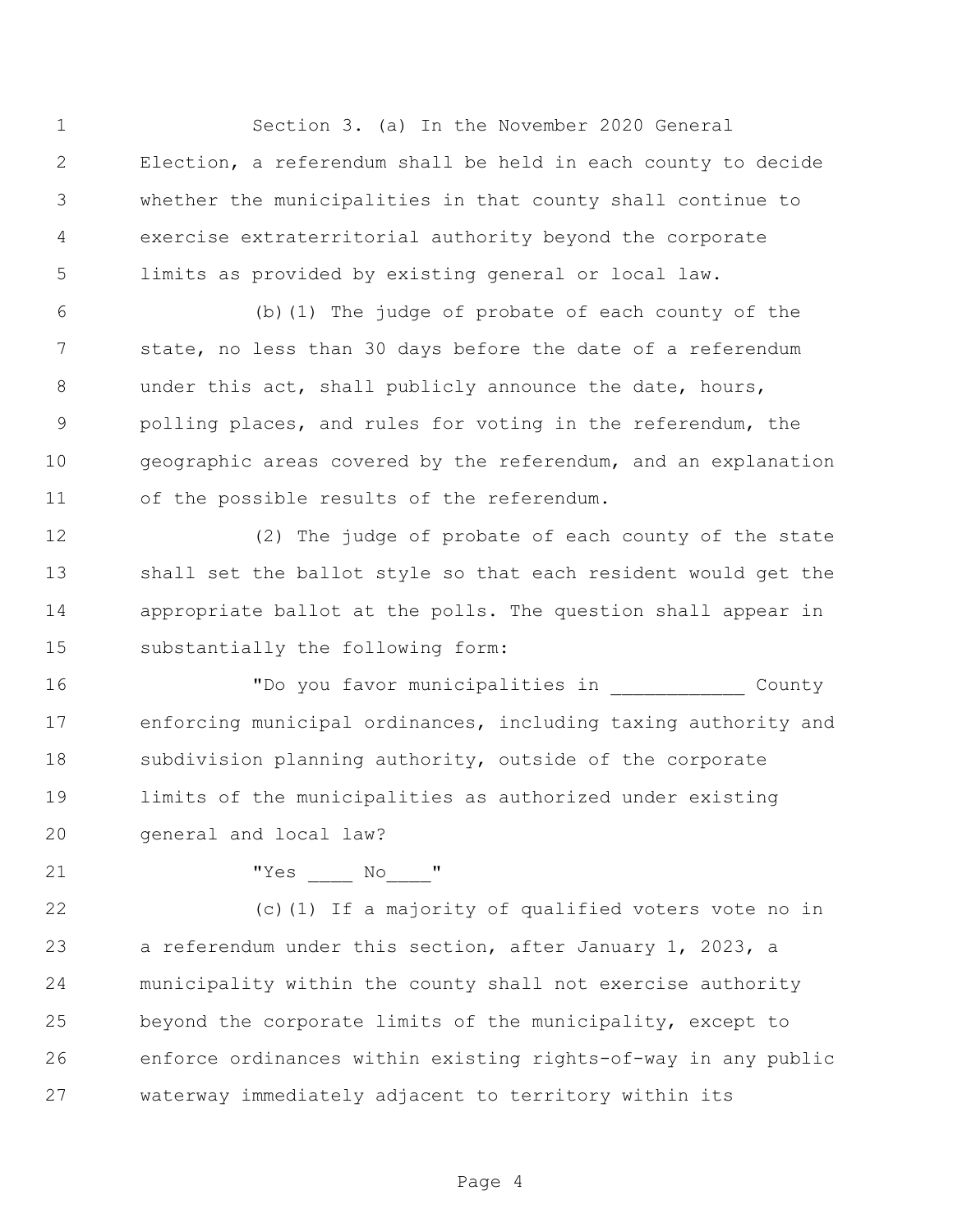Section 3. (a) In the November 2020 General Election, a referendum shall be held in each county to decide whether the municipalities in that county shall continue to exercise extraterritorial authority beyond the corporate limits as provided by existing general or local law.

(b)(1) The judge of probate of each county of the state, no less than 30 days before the date of a referendum under this act, shall publicly announce the date, hours, polling places, and rules for voting in the referendum, the geographic areas covered by the referendum, and an explanation of the possible results of the referendum.

(2) The judge of probate of each county of the state shall set the ballot style so that each resident would get the appropriate ballot at the polls. The question shall appear in substantially the following form:

"Do you favor municipalities in ____________ County enforcing municipal ordinances, including taxing authority and subdivision planning authority, outside of the corporate limits of the municipalities as authorized under existing general and local law?

"Yes ____ No____"

(c)(1) If a majority of qualified voters vote no in a referendum under this section, after January 1, 2023, a municipality within the county shall not exercise authority beyond the corporate limits of the municipality, except to enforce ordinances within existing rights-of-way in any public waterway immediately adjacent to territory within its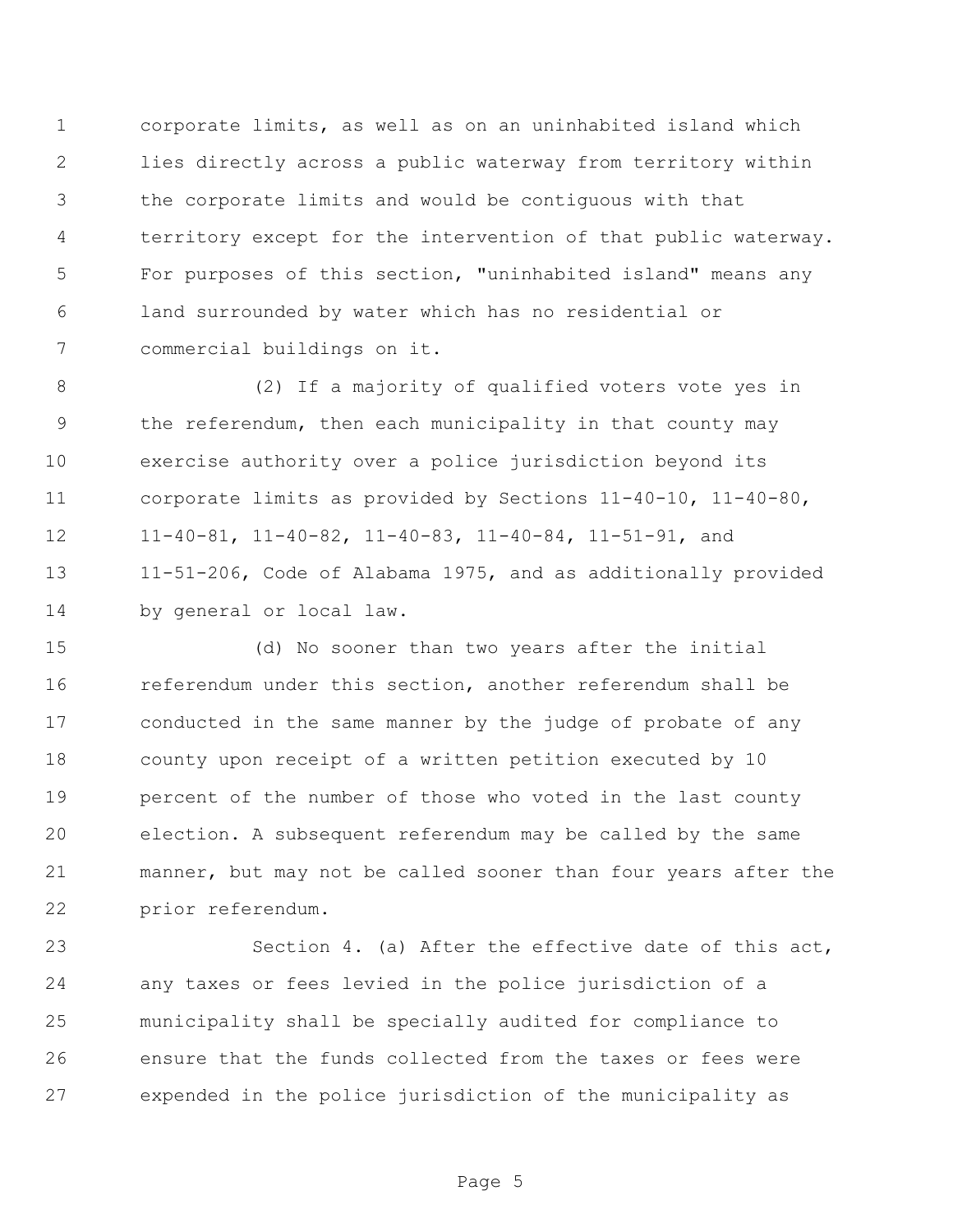corporate limits, as well as on an uninhabited island which lies directly across a public waterway from territory within the corporate limits and would be contiguous with that territory except for the intervention of that public waterway. For purposes of this section, "uninhabited island" means any land surrounded by water which has no residential or commercial buildings on it.

(2) If a majority of qualified voters vote yes in the referendum, then each municipality in that county may exercise authority over a police jurisdiction beyond its corporate limits as provided by Sections 11-40-10, 11-40-80, 11-40-81, 11-40-82, 11-40-83, 11-40-84, 11-51-91, and 11-51-206, Code of Alabama 1975, and as additionally provided by general or local law.

(d) No sooner than two years after the initial referendum under this section, another referendum shall be conducted in the same manner by the judge of probate of any county upon receipt of a written petition executed by 10 percent of the number of those who voted in the last county election. A subsequent referendum may be called by the same manner, but may not be called sooner than four years after the prior referendum.

Section 4. (a) After the effective date of this act, any taxes or fees levied in the police jurisdiction of a municipality shall be specially audited for compliance to ensure that the funds collected from the taxes or fees were expended in the police jurisdiction of the municipality as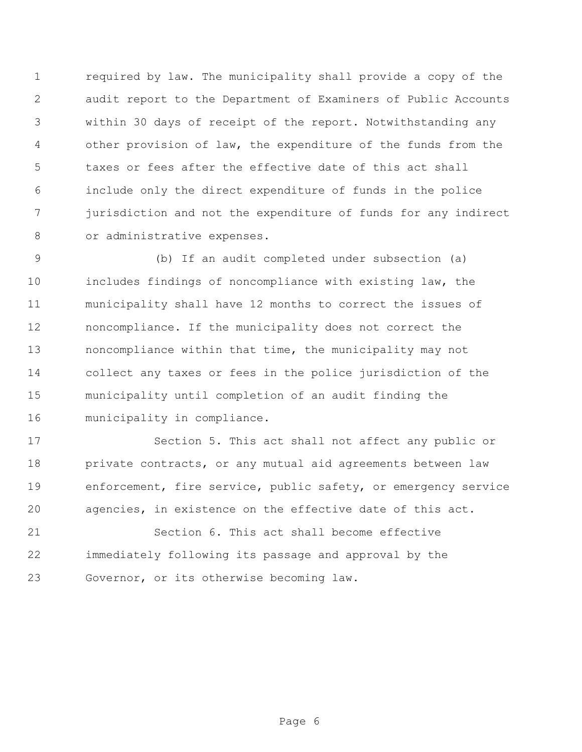required by law. The municipality shall provide a copy of the audit report to the Department of Examiners of Public Accounts within 30 days of receipt of the report. Notwithstanding any other provision of law, the expenditure of the funds from the taxes or fees after the effective date of this act shall include only the direct expenditure of funds in the police jurisdiction and not the expenditure of funds for any indirect or administrative expenses.

(b) If an audit completed under subsection (a) includes findings of noncompliance with existing law, the municipality shall have 12 months to correct the issues of noncompliance. If the municipality does not correct the noncompliance within that time, the municipality may not collect any taxes or fees in the police jurisdiction of the municipality until completion of an audit finding the municipality in compliance.

Section 5. This act shall not affect any public or private contracts, or any mutual aid agreements between law enforcement, fire service, public safety, or emergency service agencies, in existence on the effective date of this act.

Section 6. This act shall become effective immediately following its passage and approval by the Governor, or its otherwise becoming law.